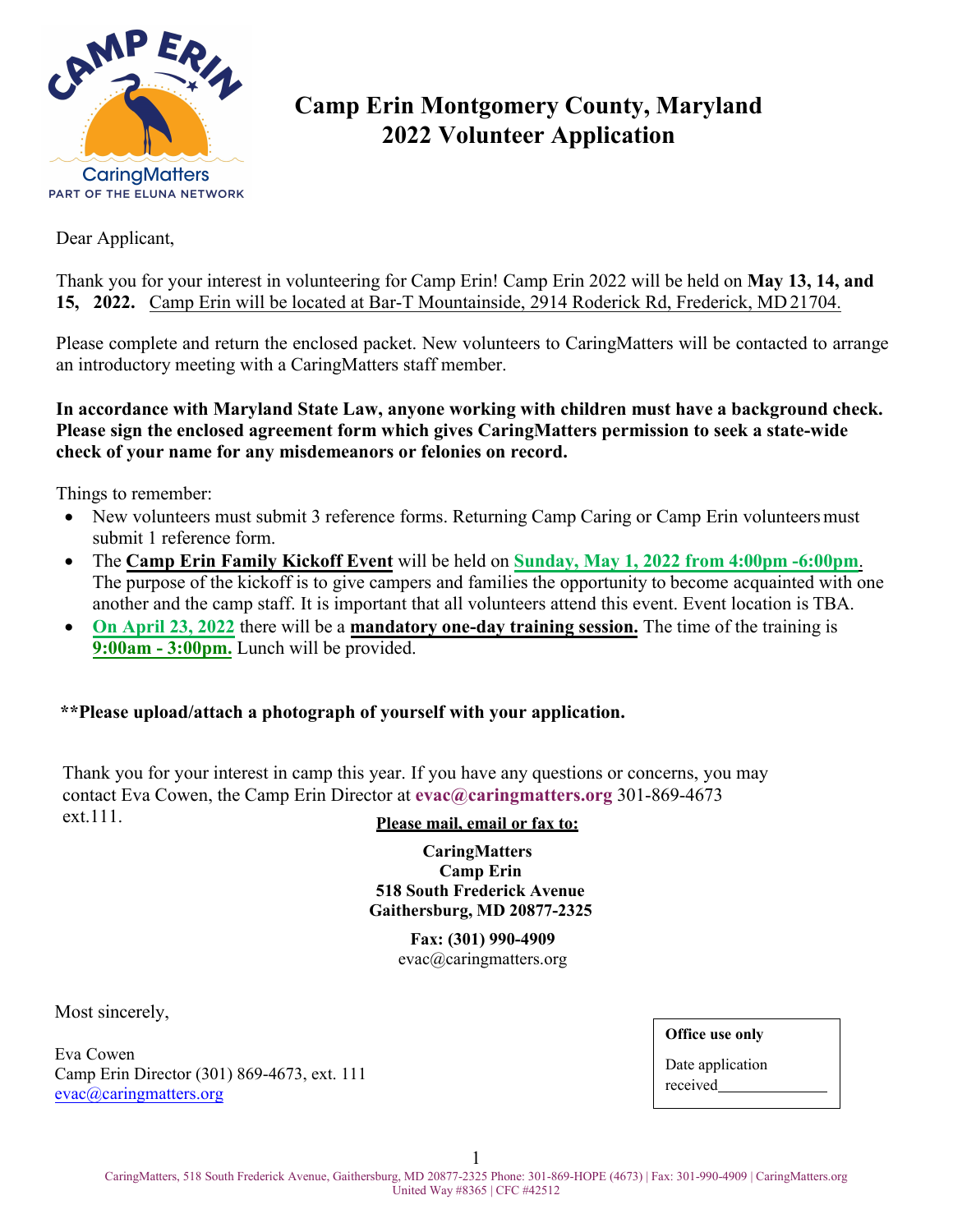# Camp Erin Montgomery County, Maryland
# 2022 Volunteer Application

Dear Applicant,

Thank you for your interest in volunteering for Camp Erin! Camp Erin 2022 will be held on **May 13, 14, and 15, 2022.** Camp Erin will be located at Bar-T Mountainside, 2914 Roderick Rd, Frederick, MD 21704.

Please complete and return the enclosed packet. New volunteers to CaringMatters will be contacted to arrange an introductory meeting with a CaringMatters staff member.

**In accordance with Maryland State Law, anyone working with children must have a background check. Please sign the enclosed agreement form which gives CaringMatters permission to seek a state-wide check of your name for any misdemeanors or felonies on record.**

Things to remember:

- New volunteers must submit 3 reference forms. Returning Camp Caring or Camp Erin volunteers must submit 1 reference form.
- The **Camp Erin Family Kickoff Event** will be held on **Sunday, May 1, 2022 from 4:00pm -6:00pm**. The purpose of the kickoff is to give campers and families the opportunity to become acquainted with one another and the camp staff. It is important that all volunteers attend this event. Event location is TBA.
- **On April 23, 2022** there will be a **mandatory one-day training session.** The time of the training is **9:00am - 3:00pm.** Lunch will be provided.

**\*\*Please upload/attach a photograph of yourself with your application.**

Thank you for your interest in camp this year. If you have any questions or concerns, you may contact Eva Cowen, the Camp Erin Director at **evac@caringmatters.org** 301-869-4673 ext.111.

**Please mail, email or fax to:**

**CaringMatters**
**Camp Erin**
**518 South Frederick Avenue**
**Gaithersburg, MD 20877-2325**

**Fax: (301) 990-4909**
evac@caringmatters.org

Most sincerely,

Eva Cowen
Camp Erin Director (301) 869-4673, ext. 111
evac@caringmatters.org

**Office use only**
Date application received______________

CaringMatters, 518 South Frederick Avenue, Gaithersburg, MD 20877-2325 Phone: 301-869-HOPE (4673) | Fax: 301-990-4909 | CaringMatters.org
United Way #8365 | CFC #42512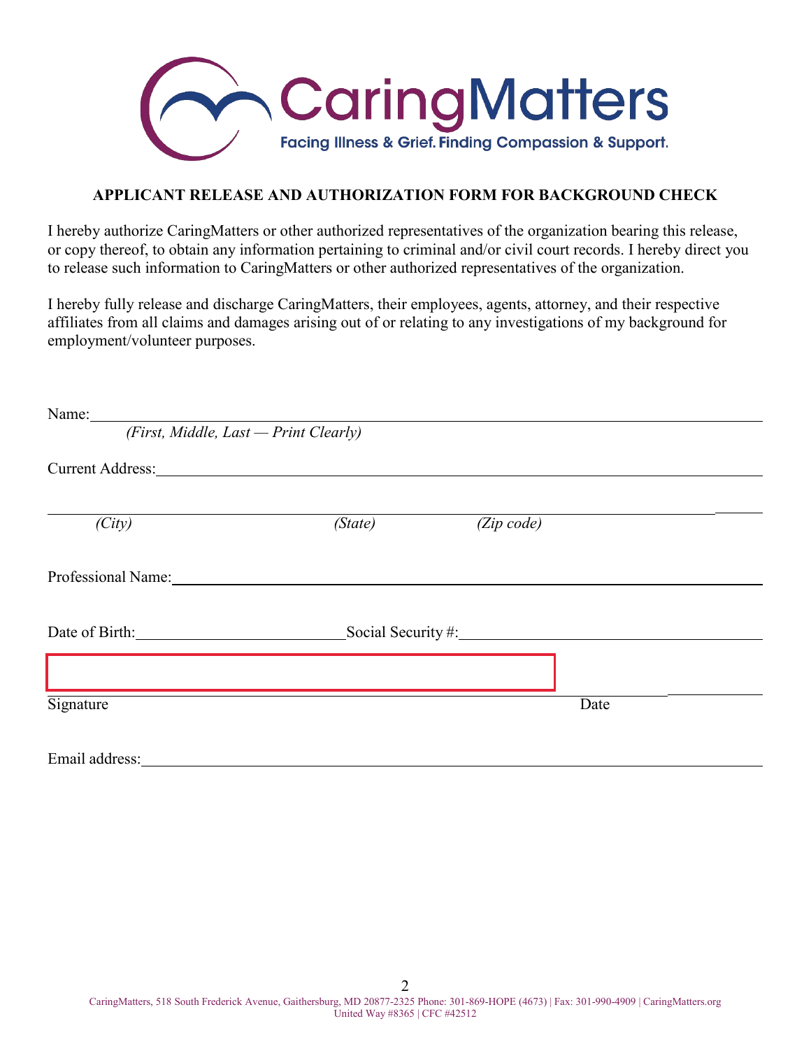CaringMatters

Facing Illness & Grief. Finding Compassion & Support.

**APPLICANT RELEASE AND AUTHORIZATION FORM FOR BACKGROUND CHECK**

I hereby authorize CaringMatters or other authorized representatives of the organization bearing this release, or copy thereof, to obtain any information pertaining to criminal and/or civil court records. I hereby direct you to release such information to CaringMatters or other authorized representatives of the organization.

I hereby fully release and discharge CaringMatters, their employees, agents, attorney, and their respective affiliates from all claims and damages arising out of or relating to any investigations of my background for employment/volunteer purposes.

Name: ______________________________________________________________
*(First, Middle, Last — Print Clearly)*

Current Address: ______________________________________________________

______________________________________________________________
*(City)* *(State)* *(Zip code)*

Professional Name: ____________________________________________________

Date of Birth: ____________________ Social Security #: ____________________

______________________________________________ ____________
Signature Date

Email address: _________________________________________________________

CaringMatters, 518 South Frederick Avenue, Gaithersburg, MD 20877-2325 Phone: 301-869-HOPE (4673) | Fax: 301-990-4909 | CaringMatters.org
United Way #8365 | CFC #42512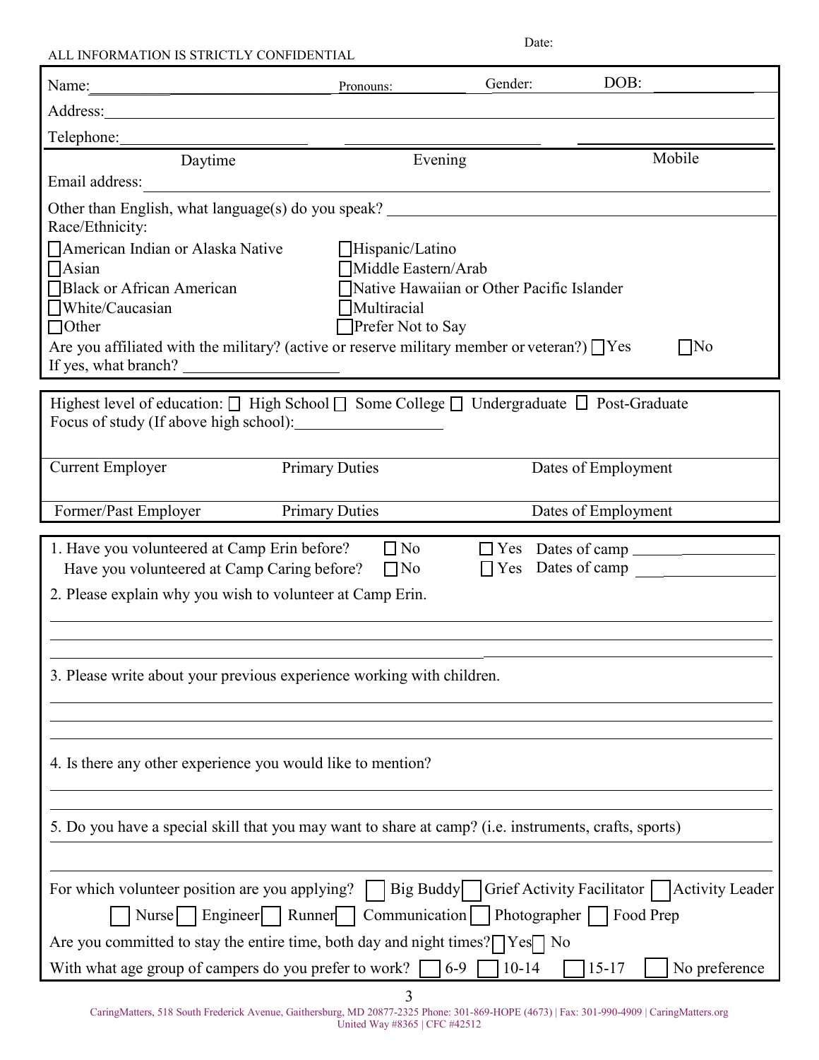ALL INFORMATION IS STRICTLY CONFIDENTIAL

Date:

Name: _______________ Pronouns: _______ Gender: _______ DOB: _______

Address: _______________________________________________

Telephone: _______________ _______________ _______________

Daytime | Evening | Mobile

Email address: _______________________________________________

Other than English, what language(s) do you speak? _______________

Race/Ethnicity:

- ☐ American Indian or Alaska Native
- ☐ Asian
- ☐ Black or African American
- ☐ White/Caucasian
- ☐ Other
- ☐ Hispanic/Latino
- ☐ Middle Eastern/Arab
- ☐ Native Hawaiian or Other Pacific Islander
- ☐ Multiracial
- ☐ Prefer Not to Say

Are you affiliated with the military? (active or reserve military member or veteran?) ☐ Yes ☐ No

If yes, what branch? _______________

Highest level of education: ☐ High School ☐ Some College ☐ Undergraduate ☐ Post-Graduate

Focus of study (If above high school): _______________

| Current Employer | Primary Duties | Dates of Employment |
|---|---|---|
| | | |

| Former/Past Employer | Primary Duties | Dates of Employment |
|---|---|---|
| | | |

1. Have you volunteered at Camp Erin before? ☐ No ☐ Yes Dates of camp _______________
   Have you volunteered at Camp Caring before? ☐ No ☐ Yes Dates of camp _______________

2. Please explain why you wish to volunteer at Camp Erin.

_______________________________________________

_______________________________________________

_______________________________________________

3. Please write about your previous experience working with children.

_______________________________________________

_______________________________________________

_______________________________________________

4. Is there any other experience you would like to mention?

_______________________________________________

_______________________________________________

5. Do you have a special skill that you may want to share at camp? (i.e. instruments, crafts, sports)

_______________________________________________

_______________________________________________

For which volunteer position are you applying? ☐ Big Buddy ☐ Grief Activity Facilitator ☐ Activity Leader ☐ Nurse ☐ Engineer ☐ Runner ☐ Communication ☐ Photographer ☐ Food Prep

Are you committed to stay the entire time, both day and night times? ☐ Yes ☐ No

With what age group of campers do you prefer to work? ☐ 6-9 ☐ 10-14 ☐ 15-17 ☐ No preference

CaringMatters, 518 South Frederick Avenue, Gaithersburg, MD 20877-2325 Phone: 301-869-HOPE (4673) | Fax: 301-990-4909 | CaringMatters.org
United Way #8365 | CFC #42512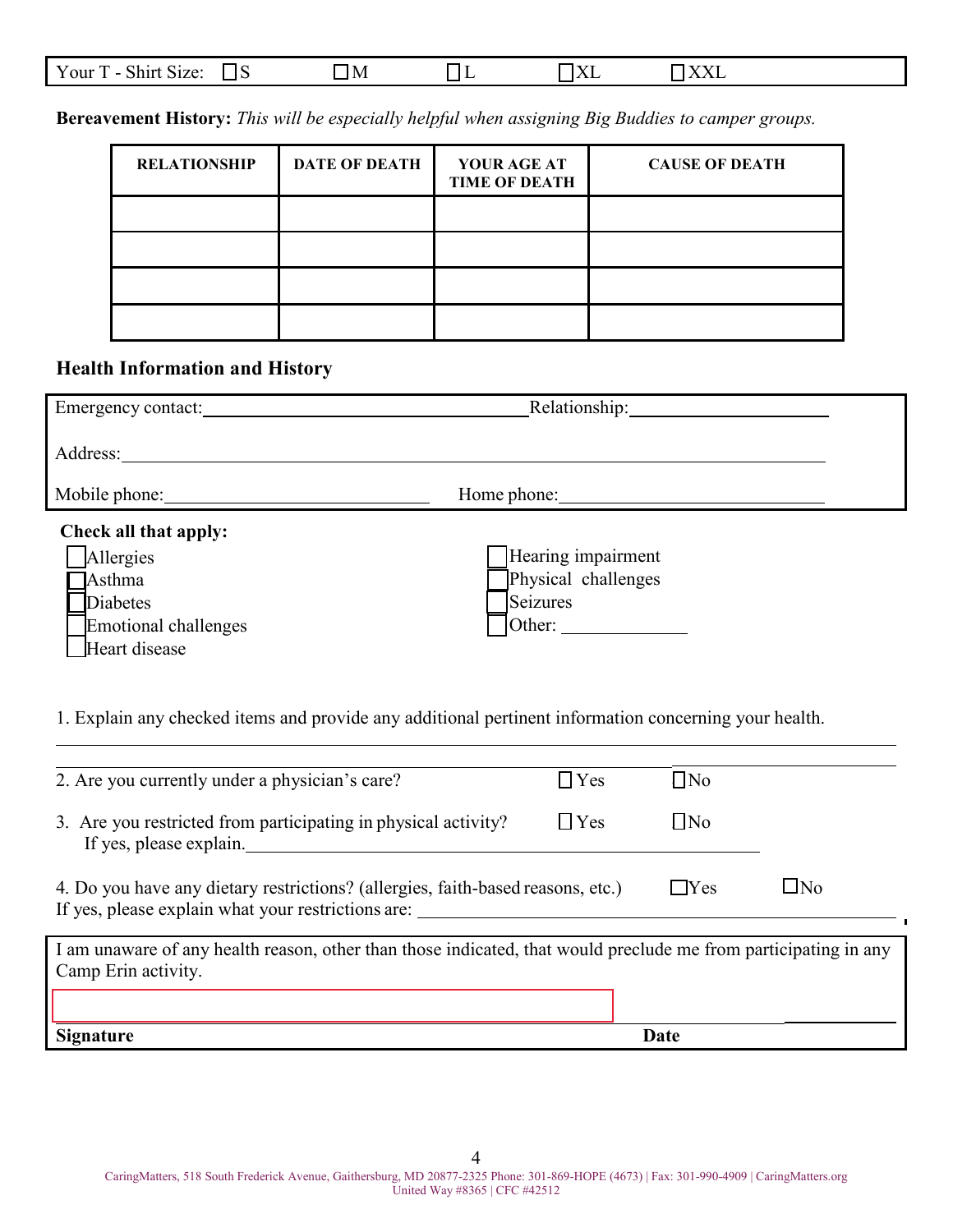Your T - Shirt Size: ☐ S ☐ M ☐ L ☐ XL ☐ XXL

**Bereavement History:** *This will be especially helpful when assigning Big Buddies to camper groups.*

| RELATIONSHIP | DATE OF DEATH | YOUR AGE AT TIME OF DEATH | CAUSE OF DEATH |
|---|---|---|---|
| | | | |
| | | | |
| | | | |
| | | | |

### Health Information and History

Emergency contact: ______________________ Relationship: ______________________

Address: ____________________________________________

Mobile phone: ______________________ Home phone: ______________________

**Check all that apply:**

- ☐ Allergies
- ☐ Asthma
- ☐ Diabetes
- ☐ Emotional challenges
- ☐ Heart disease
- ☐ Hearing impairment
- ☐ Physical challenges
- ☐ Seizures
- ☐ Other: ____________

1. Explain any checked items and provide any additional pertinent information concerning your health.

____________________________________________

2. Are you currently under a physician's care? ☐ Yes ☐ No

3. Are you restricted from participating in physical activity? ☐ Yes ☐ No
   If yes, please explain. ____________________________________________

4. Do you have any dietary restrictions? (allergies, faith-based reasons, etc.) ☐ Yes ☐ No
   If yes, please explain what your restrictions are: ______________________

I am unaware of any health reason, other than those indicated, that would preclude me from participating in any Camp Erin activity.

**Signature** ______________________ **Date** ____________

CaringMatters, 518 South Frederick Avenue, Gaithersburg, MD 20877-2325 Phone: 301-869-HOPE (4673) | Fax: 301-990-4909 | CaringMatters.org
United Way #8365 | CFC #42512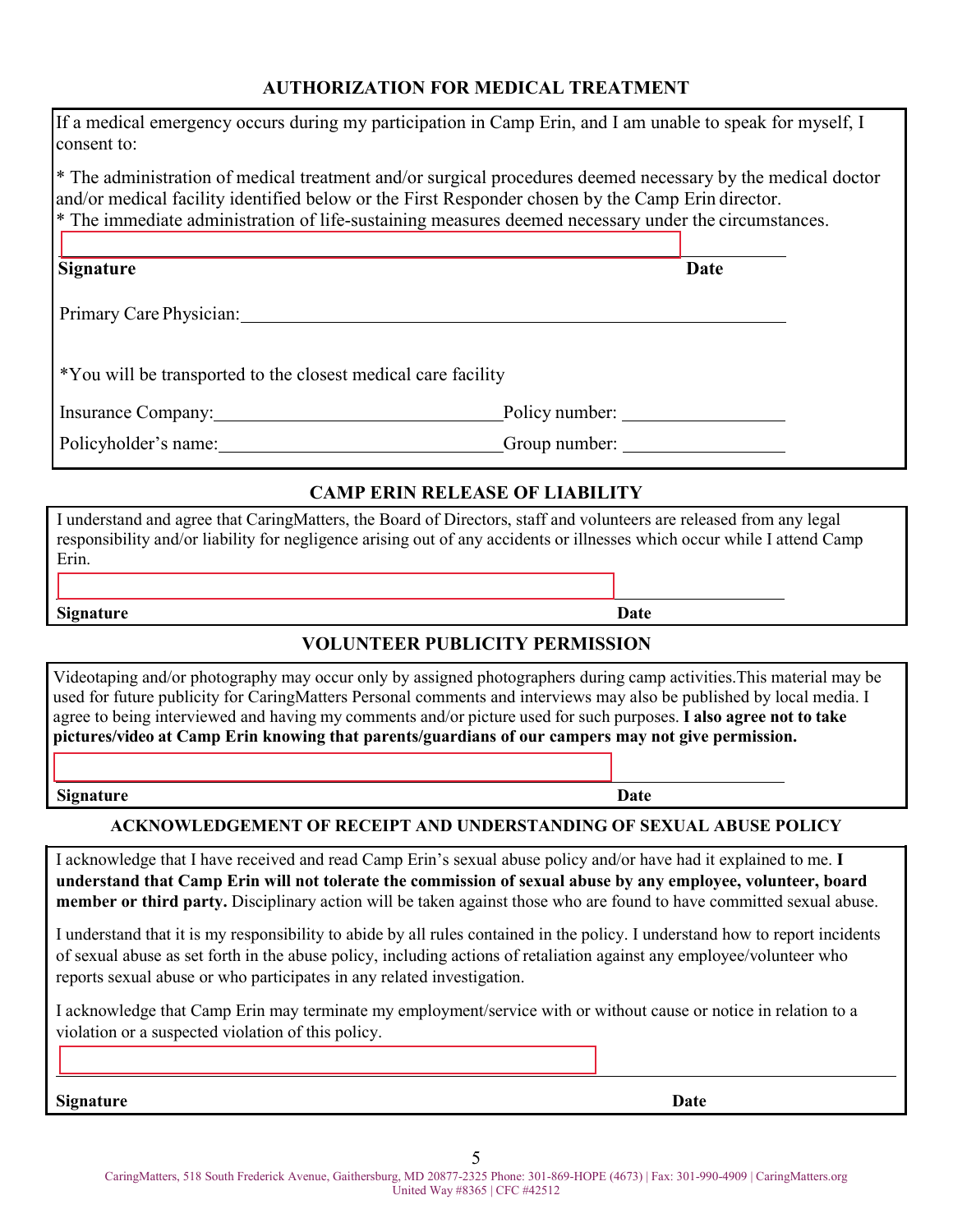## AUTHORIZATION FOR MEDICAL TREATMENT

If a medical emergency occurs during my participation in Camp Erin, and I am unable to speak for myself, I consent to:

* The administration of medical treatment and/or surgical procedures deemed necessary by the medical doctor and/or medical facility identified below or the First Responder chosen by the Camp Erin director.
* The immediate administration of life-sustaining measures deemed necessary under the circumstances.

**Signature** _______________________________ **Date** __________

Primary Care Physician: _______________________________

*You will be transported to the closest medical care facility

Insurance Company: _______________________ Policy number: _______________

Policyholder's name: _______________________ Group number: _______________

## CAMP ERIN RELEASE OF LIABILITY

I understand and agree that CaringMatters, the Board of Directors, staff and volunteers are released from any legal responsibility and/or liability for negligence arising out of any accidents or illnesses which occur while I attend Camp Erin.

**Signature** _______________________________ **Date** __________

## VOLUNTEER PUBLICITY PERMISSION

Videotaping and/or photography may occur only by assigned photographers during camp activities.This material may be used for future publicity for CaringMatters Personal comments and interviews may also be published by local media. I agree to being interviewed and having my comments and/or picture used for such purposes. **I also agree not to take pictures/video at Camp Erin knowing that parents/guardians of our campers may not give permission.**

**Signature** _______________________________ **Date** __________

## ACKNOWLEDGEMENT OF RECEIPT AND UNDERSTANDING OF SEXUAL ABUSE POLICY

I acknowledge that I have received and read Camp Erin's sexual abuse policy and/or have had it explained to me. **I understand that Camp Erin will not tolerate the commission of sexual abuse by any employee, volunteer, board member or third party.** Disciplinary action will be taken against those who are found to have committed sexual abuse.

I understand that it is my responsibility to abide by all rules contained in the policy. I understand how to report incidents of sexual abuse as set forth in the abuse policy, including actions of retaliation against any employee/volunteer who reports sexual abuse or who participates in any related investigation.

I acknowledge that Camp Erin may terminate my employment/service with or without cause or notice in relation to a violation or a suspected violation of this policy.

**Signature** _______________________________ **Date** __________

CaringMatters, 518 South Frederick Avenue, Gaithersburg, MD 20877-2325 Phone: 301-869-HOPE (4673) | Fax: 301-990-4909 | CaringMatters.org
United Way #8365 | CFC #42512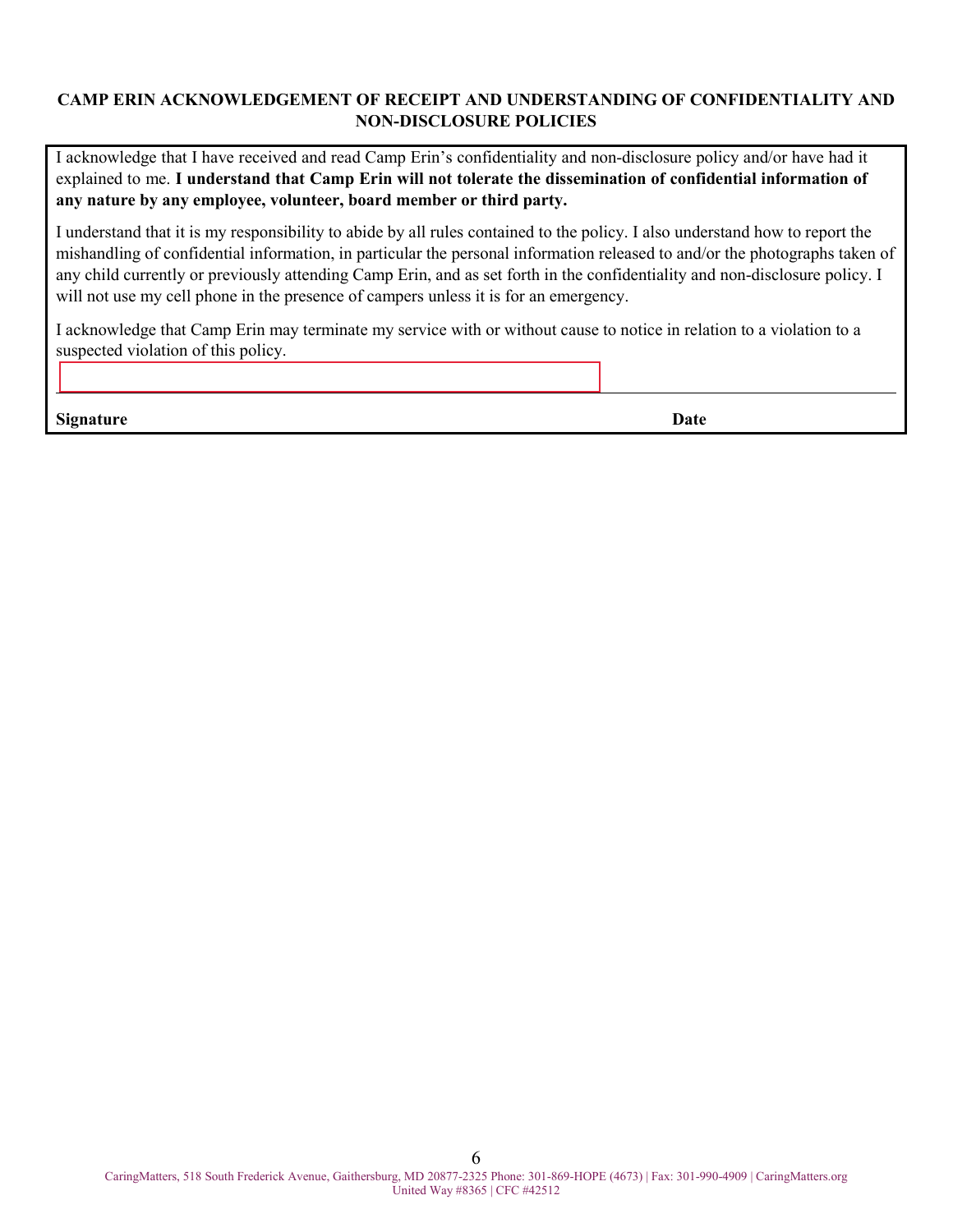**CAMP ERIN ACKNOWLEDGEMENT OF RECEIPT AND UNDERSTANDING OF CONFIDENTIALITY AND NON-DISCLOSURE POLICIES**

I acknowledge that I have received and read Camp Erin's confidentiality and non-disclosure policy and/or have had it explained to me. **I understand that Camp Erin will not tolerate the dissemination of confidential information of any nature by any employee, volunteer, board member or third party.**

I understand that it is my responsibility to abide by all rules contained to the policy. I also understand how to report the mishandling of confidential information, in particular the personal information released to and/or the photographs taken of any child currently or previously attending Camp Erin, and as set forth in the confidentiality and non-disclosure policy. I will not use my cell phone in the presence of campers unless it is for an emergency.

I acknowledge that Camp Erin may terminate my service with or without cause to notice in relation to a violation to a suspected violation of this policy.

**Signature** **Date**

CaringMatters, 518 South Frederick Avenue, Gaithersburg, MD 20877-2325 Phone: 301-869-HOPE (4673) | Fax: 301-990-4909 | CaringMatters.org
United Way #8365 | CFC #42512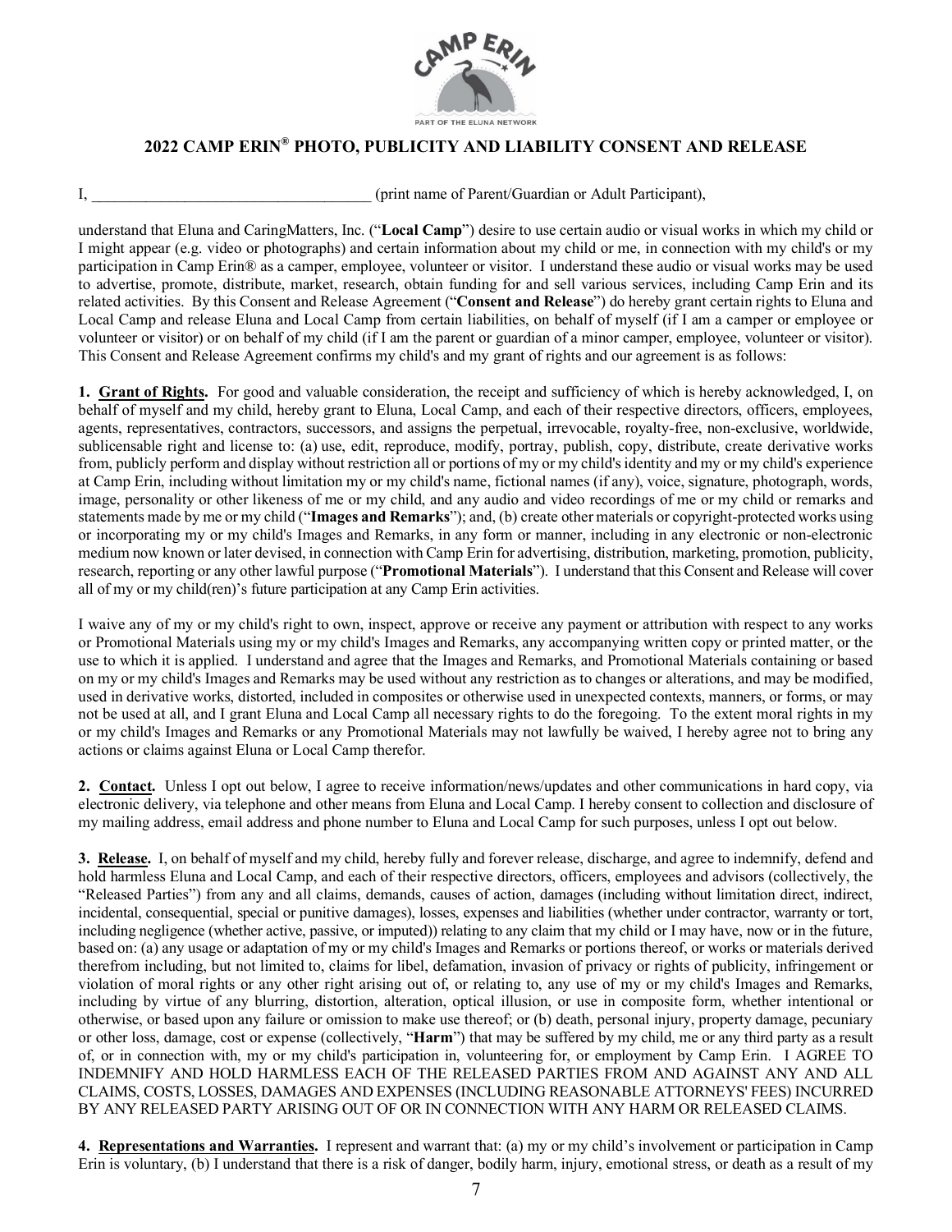# 2022 CAMP ERIN® PHOTO, PUBLICITY AND LIABILITY CONSENT AND RELEASE

I, ___________________________________ (print name of Parent/Guardian or Adult Participant),

understand that Eluna and CaringMatters, Inc. ("**Local Camp**") desire to use certain audio or visual works in which my child or I might appear (e.g. video or photographs) and certain information about my child or me, in connection with my child's or my participation in Camp Erin® as a camper, employee, volunteer or visitor. I understand these audio or visual works may be used to advertise, promote, distribute, market, research, obtain funding for and sell various services, including Camp Erin and its related activities. By this Consent and Release Agreement ("**Consent and Release**") do hereby grant certain rights to Eluna and Local Camp and release Eluna and Local Camp from certain liabilities, on behalf of myself (if I am a camper or employee or volunteer or visitor) or on behalf of my child (if I am the parent or guardian of a minor camper, employee, volunteer or visitor). This Consent and Release Agreement confirms my child's and my grant of rights and our agreement is as follows:

**1. Grant of Rights.** For good and valuable consideration, the receipt and sufficiency of which is hereby acknowledged, I, on behalf of myself and my child, hereby grant to Eluna, Local Camp, and each of their respective directors, officers, employees, agents, representatives, contractors, successors, and assigns the perpetual, irrevocable, royalty-free, non-exclusive, worldwide, sublicensable right and license to: (a) use, edit, reproduce, modify, portray, publish, copy, distribute, create derivative works from, publicly perform and display without restriction all or portions of my or my child's identity and my or my child's experience at Camp Erin, including without limitation my or my child's name, fictional names (if any), voice, signature, photograph, words, image, personality or other likeness of me or my child, and any audio and video recordings of me or my child or remarks and statements made by me or my child ("**Images and Remarks**"); and, (b) create other materials or copyright-protected works using or incorporating my or my child's Images and Remarks, in any form or manner, including in any electronic or non-electronic medium now known or later devised, in connection with Camp Erin for advertising, distribution, marketing, promotion, publicity, research, reporting or any other lawful purpose ("**Promotional Materials**"). I understand that this Consent and Release will cover all of my or my child(ren)'s future participation at any Camp Erin activities.

I waive any of my or my child's right to own, inspect, approve or receive any payment or attribution with respect to any works or Promotional Materials using my or my child's Images and Remarks, any accompanying written copy or printed matter, or the use to which it is applied. I understand and agree that the Images and Remarks, and Promotional Materials containing or based on my or my child's Images and Remarks may be used without any restriction as to changes or alterations, and may be modified, used in derivative works, distorted, included in composites or otherwise used in unexpected contexts, manners, or forms, or may not be used at all, and I grant Eluna and Local Camp all necessary rights to do the foregoing. To the extent moral rights in my or my child's Images and Remarks or any Promotional Materials may not lawfully be waived, I hereby agree not to bring any actions or claims against Eluna or Local Camp therefor.

**2. Contact.** Unless I opt out below, I agree to receive information/news/updates and other communications in hard copy, via electronic delivery, via telephone and other means from Eluna and Local Camp. I hereby consent to collection and disclosure of my mailing address, email address and phone number to Eluna and Local Camp for such purposes, unless I opt out below.

**3. Release.** I, on behalf of myself and my child, hereby fully and forever release, discharge, and agree to indemnify, defend and hold harmless Eluna and Local Camp, and each of their respective directors, officers, employees and advisors (collectively, the "Released Parties") from any and all claims, demands, causes of action, damages (including without limitation direct, indirect, incidental, consequential, special or punitive damages), losses, expenses and liabilities (whether under contractor, warranty or tort, including negligence (whether active, passive, or imputed)) relating to any claim that my child or I may have, now or in the future, based on: (a) any usage or adaptation of my or my child's Images and Remarks or portions thereof, or works or materials derived therefrom including, but not limited to, claims for libel, defamation, invasion of privacy or rights of publicity, infringement or violation of moral rights or any other right arising out of, or relating to, any use of my or my child's Images and Remarks, including by virtue of any blurring, distortion, alteration, optical illusion, or use in composite form, whether intentional or otherwise, or based upon any failure or omission to make use thereof; or (b) death, personal injury, property damage, pecuniary or other loss, damage, cost or expense (collectively, "**Harm**") that may be suffered by my child, me or any third party as a result of, or in connection with, my or my child's participation in, volunteering for, or employment by Camp Erin. I AGREE TO INDEMNIFY AND HOLD HARMLESS EACH OF THE RELEASED PARTIES FROM AND AGAINST ANY AND ALL CLAIMS, COSTS, LOSSES, DAMAGES AND EXPENSES (INCLUDING REASONABLE ATTORNEYS' FEES) INCURRED BY ANY RELEASED PARTY ARISING OUT OF OR IN CONNECTION WITH ANY HARM OR RELEASED CLAIMS.

**4. Representations and Warranties.** I represent and warrant that: (a) my or my child's involvement or participation in Camp Erin is voluntary, (b) I understand that there is a risk of danger, bodily harm, injury, emotional stress, or death as a result of my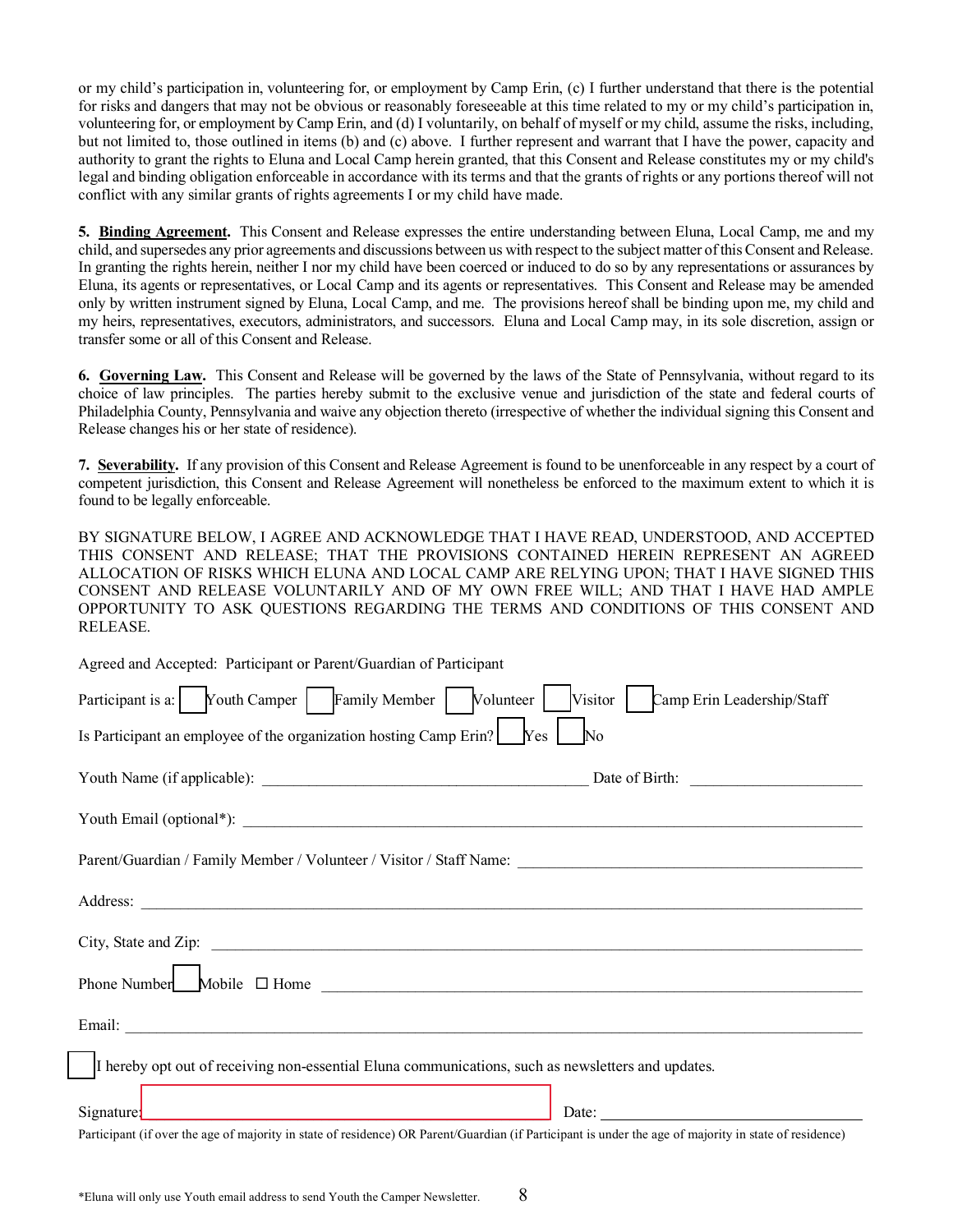or my child's participation in, volunteering for, or employment by Camp Erin, (c) I further understand that there is the potential for risks and dangers that may not be obvious or reasonably foreseeable at this time related to my or my child's participation in, volunteering for, or employment by Camp Erin, and (d) I voluntarily, on behalf of myself or my child, assume the risks, including, but not limited to, those outlined in items (b) and (c) above. I further represent and warrant that I have the power, capacity and authority to grant the rights to Eluna and Local Camp herein granted, that this Consent and Release constitutes my or my child's legal and binding obligation enforceable in accordance with its terms and that the grants of rights or any portions thereof will not conflict with any similar grants of rights agreements I or my child have made.

**5. Binding Agreement.** This Consent and Release expresses the entire understanding between Eluna, Local Camp, me and my child, and supersedes any prior agreements and discussions between us with respect to the subject matter of this Consent and Release. In granting the rights herein, neither I nor my child have been coerced or induced to do so by any representations or assurances by Eluna, its agents or representatives, or Local Camp and its agents or representatives. This Consent and Release may be amended only by written instrument signed by Eluna, Local Camp, and me. The provisions hereof shall be binding upon me, my child and my heirs, representatives, executors, administrators, and successors. Eluna and Local Camp may, in its sole discretion, assign or transfer some or all of this Consent and Release.

**6. Governing Law.** This Consent and Release will be governed by the laws of the State of Pennsylvania, without regard to its choice of law principles. The parties hereby submit to the exclusive venue and jurisdiction of the state and federal courts of Philadelphia County, Pennsylvania and waive any objection thereto (irrespective of whether the individual signing this Consent and Release changes his or her state of residence).

**7. Severability.** If any provision of this Consent and Release Agreement is found to be unenforceable in any respect by a court of competent jurisdiction, this Consent and Release Agreement will nonetheless be enforced to the maximum extent to which it is found to be legally enforceable.

BY SIGNATURE BELOW, I AGREE AND ACKNOWLEDGE THAT I HAVE READ, UNDERSTOOD, AND ACCEPTED THIS CONSENT AND RELEASE; THAT THE PROVISIONS CONTAINED HEREIN REPRESENT AN AGREED ALLOCATION OF RISKS WHICH ELUNA AND LOCAL CAMP ARE RELYING UPON; THAT I HAVE SIGNED THIS CONSENT AND RELEASE VOLUNTARILY AND OF MY OWN FREE WILL; AND THAT I HAVE HAD AMPLE OPPORTUNITY TO ASK QUESTIONS REGARDING THE TERMS AND CONDITIONS OF THIS CONSENT AND RELEASE.

Agreed and Accepted: Participant or Parent/Guardian of Participant

Participant is a: ☐ Youth Camper ☐ Family Member ☐ Volunteer ☐ Visitor ☐ Camp Erin Leadership/Staff

Is Participant an employee of the organization hosting Camp Erin? ☐ Yes ☐ No

Youth Name (if applicable): ______________________ Date of Birth: ______________

Youth Email (optional*): ______________________________________________

Parent/Guardian / Family Member / Volunteer / Visitor / Staff Name: ______________________

Address: ______________________________________________

City, State and Zip: ______________________________________________

Phone Number ☐ Mobile ☐ Home ______________________________________________

Email: ______________________________________________

☐ I hereby opt out of receiving non-essential Eluna communications, such as newsletters and updates.

Signature: ______________________ Date: ______________

Participant (if over the age of majority in state of residence) OR Parent/Guardian (if Participant is under the age of majority in state of residence)

*Eluna will only use Youth email address to send Youth the Camper Newsletter.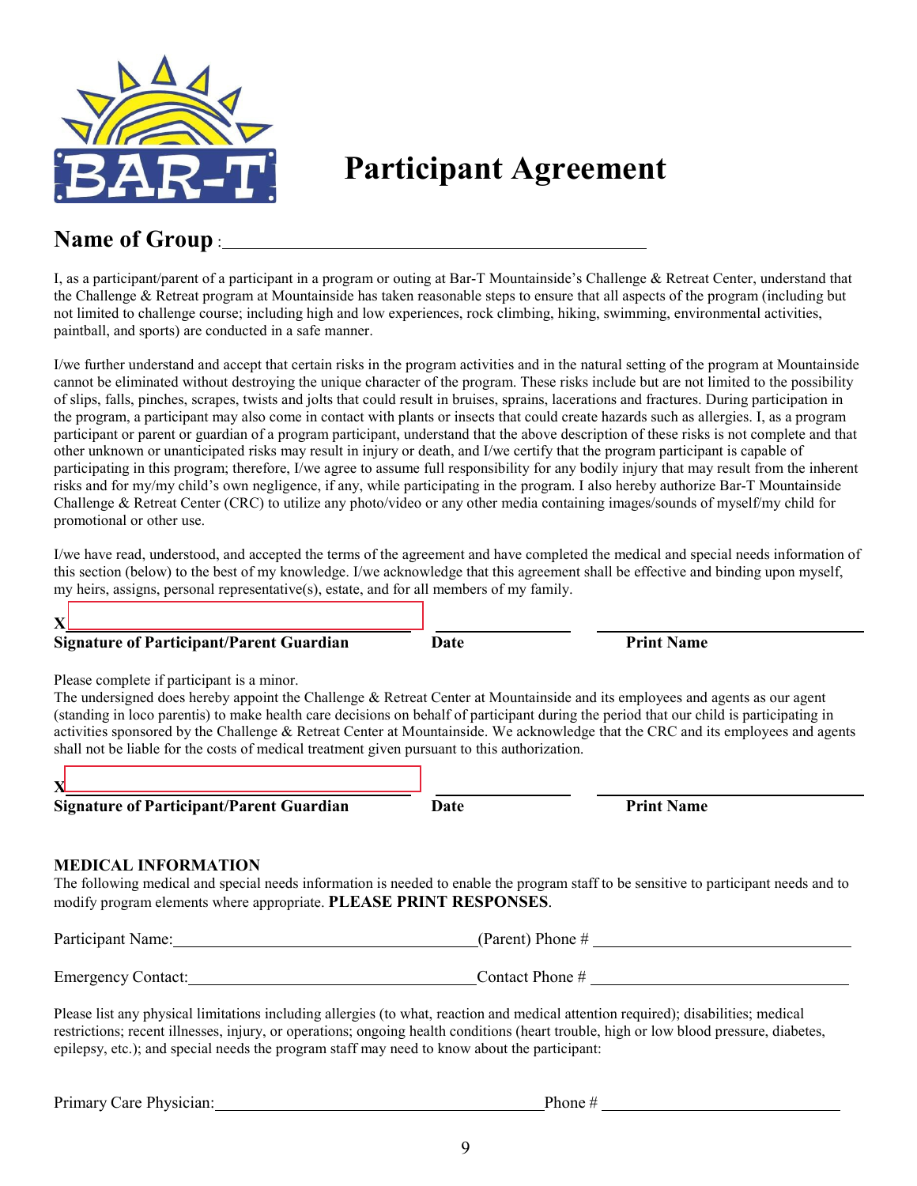# Participant Agreement

## Name of Group : ______________________________

I, as a participant/parent of a participant in a program or outing at Bar-T Mountainside's Challenge & Retreat Center, understand that the Challenge & Retreat program at Mountainside has taken reasonable steps to ensure that all aspects of the program (including but not limited to challenge course; including high and low experiences, rock climbing, hiking, swimming, environmental activities, paintball, and sports) are conducted in a safe manner.

I/we further understand and accept that certain risks in the program activities and in the natural setting of the program at Mountainside cannot be eliminated without destroying the unique character of the program. These risks include but are not limited to the possibility of slips, falls, pinches, scrapes, twists and jolts that could result in bruises, sprains, lacerations and fractures. During participation in the program, a participant may also come in contact with plants or insects that could create hazards such as allergies. I, as a program participant or parent or guardian of a program participant, understand that the above description of these risks is not complete and that other unknown or unanticipated risks may result in injury or death, and I/we certify that the program participant is capable of participating in this program; therefore, I/we agree to assume full responsibility for any bodily injury that may result from the inherent risks and for my/my child's own negligence, if any, while participating in the program. I also hereby authorize Bar-T Mountainside Challenge & Retreat Center (CRC) to utilize any photo/video or any other media containing images/sounds of myself/my child for promotional or other use.

I/we have read, understood, and accepted the terms of the agreement and have completed the medical and special needs information of this section (below) to the best of my knowledge. I/we acknowledge that this agreement shall be effective and binding upon myself, my heirs, assigns, personal representative(s), estate, and for all members of my family.

**X** ______________________________ ______________ ______________________

**Signature of Participant/Parent Guardian** **Date** **Print Name**

Please complete if participant is a minor.

The undersigned does hereby appoint the Challenge & Retreat Center at Mountainside and its employees and agents as our agent (standing in loco parentis) to make health care decisions on behalf of participant during the period that our child is participating in activities sponsored by the Challenge & Retreat Center at Mountainside. We acknowledge that the CRC and its employees and agents shall not be liable for the costs of medical treatment given pursuant to this authorization.

**X** ______________________________ ______________ ______________________

**Signature of Participant/Parent Guardian** **Date** **Print Name**

### MEDICAL INFORMATION

The following medical and special needs information is needed to enable the program staff to be sensitive to participant needs and to modify program elements where appropriate. **PLEASE PRINT RESPONSES**.

Participant Name: ______________________________ (Parent) Phone # ______________________

Emergency Contact: ______________________________ Contact Phone # ______________________

Please list any physical limitations including allergies (to what, reaction and medical attention required); disabilities; medical restrictions; recent illnesses, injury, or operations; ongoing health conditions (heart trouble, high or low blood pressure, diabetes, epilepsy, etc.); and special needs the program staff may need to know about the participant:

Primary Care Physician: ______________________________ Phone # ______________________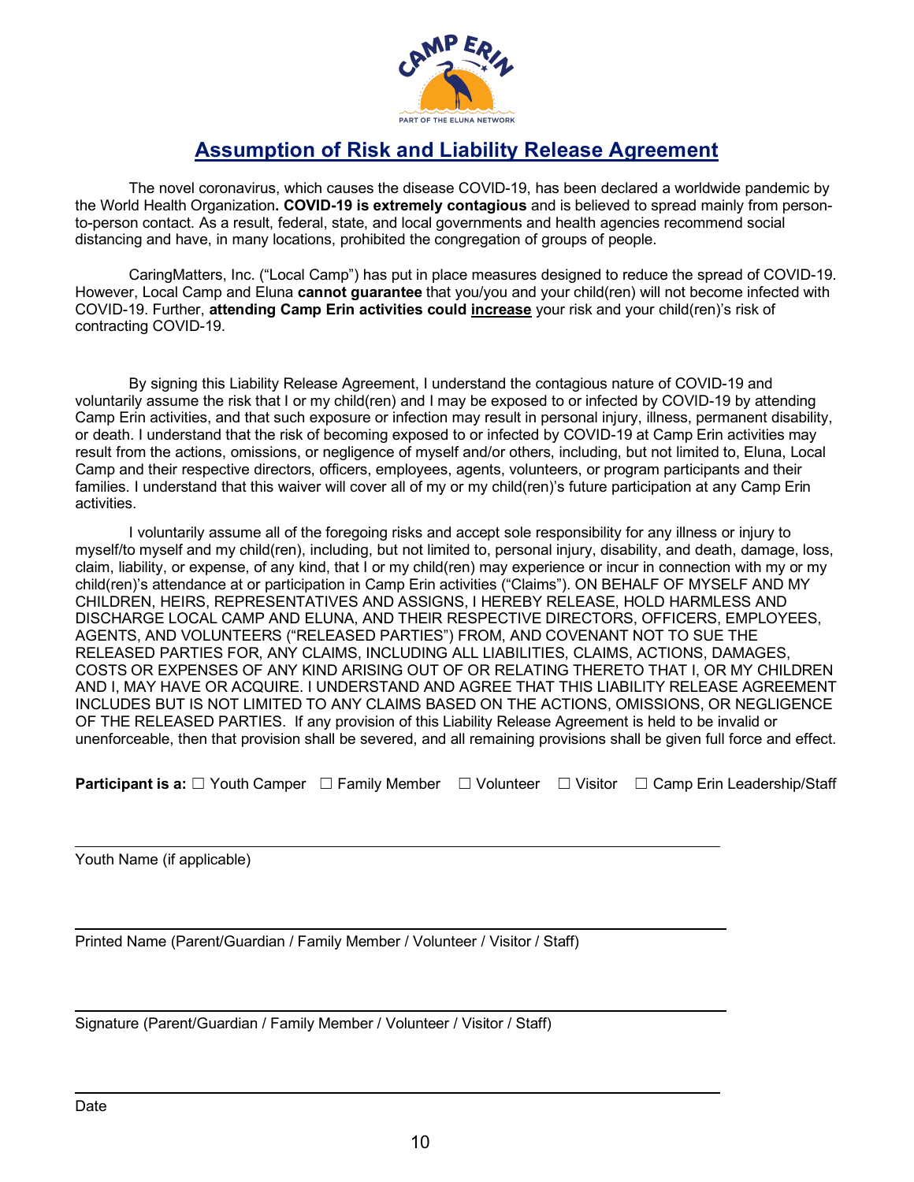# Assumption of Risk and Liability Release Agreement

The novel coronavirus, which causes the disease COVID-19, has been declared a worldwide pandemic by the World Health Organization**. COVID-19 is extremely contagious** and is believed to spread mainly from person-to-person contact. As a result, federal, state, and local governments and health agencies recommend social distancing and have, in many locations, prohibited the congregation of groups of people.

CaringMatters, Inc. ("Local Camp") has put in place measures designed to reduce the spread of COVID-19. However, Local Camp and Eluna **cannot guarantee** that you/you and your child(ren) will not become infected with COVID-19. Further, **attending Camp Erin activities could <u>increase</u>** your risk and your child(ren)'s risk of contracting COVID-19.

By signing this Liability Release Agreement, I understand the contagious nature of COVID-19 and voluntarily assume the risk that I or my child(ren) and I may be exposed to or infected by COVID-19 by attending Camp Erin activities, and that such exposure or infection may result in personal injury, illness, permanent disability, or death. I understand that the risk of becoming exposed to or infected by COVID-19 at Camp Erin activities may result from the actions, omissions, or negligence of myself and/or others, including, but not limited to, Eluna, Local Camp and their respective directors, officers, employees, agents, volunteers, or program participants and their families. I understand that this waiver will cover all of my or my child(ren)'s future participation at any Camp Erin activities.

I voluntarily assume all of the foregoing risks and accept sole responsibility for any illness or injury to myself/to myself and my child(ren), including, but not limited to, personal injury, disability, and death, damage, loss, claim, liability, or expense, of any kind, that I or my child(ren) may experience or incur in connection with my or my child(ren)'s attendance at or participation in Camp Erin activities ("Claims"). ON BEHALF OF MYSELF AND MY CHILDREN, HEIRS, REPRESENTATIVES AND ASSIGNS, I HEREBY RELEASE, HOLD HARMLESS AND DISCHARGE LOCAL CAMP AND ELUNA, AND THEIR RESPECTIVE DIRECTORS, OFFICERS, EMPLOYEES, AGENTS, AND VOLUNTEERS ("RELEASED PARTIES") FROM, AND COVENANT NOT TO SUE THE RELEASED PARTIES FOR, ANY CLAIMS, INCLUDING ALL LIABILITIES, CLAIMS, ACTIONS, DAMAGES, COSTS OR EXPENSES OF ANY KIND ARISING OUT OF OR RELATING THERETO THAT I, OR MY CHILDREN AND I, MAY HAVE OR ACQUIRE. I UNDERSTAND AND AGREE THAT THIS LIABILITY RELEASE AGREEMENT INCLUDES BUT IS NOT LIMITED TO ANY CLAIMS BASED ON THE ACTIONS, OMISSIONS, OR NEGLIGENCE OF THE RELEASED PARTIES. If any provision of this Liability Release Agreement is held to be invalid or unenforceable, then that provision shall be severed, and all remaining provisions shall be given full force and effect.

**Participant is a:** ☐ Youth Camper ☐ Family Member ☐ Volunteer ☐ Visitor ☐ Camp Erin Leadership/Staff

______________________________________________
Youth Name (if applicable)

______________________________________________
Printed Name (Parent/Guardian / Family Member / Volunteer / Visitor / Staff)

______________________________________________
Signature (Parent/Guardian / Family Member / Volunteer / Visitor / Staff)

______________________________________________
Date